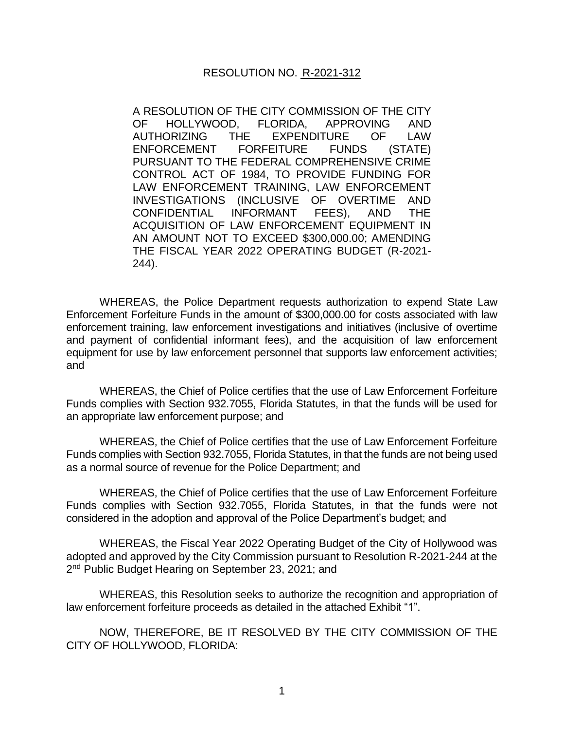# RESOLUTION NO. R-2021-312

A RESOLUTION OF THE CITY COMMISSION OF THE CITY OF HOLLYWOOD, FLORIDA, APPROVING AND AUTHORIZING THE EXPENDITURE OF LAW ENFORCEMENT FORFEITURE FUNDS (STATE) PURSUANT TO THE FEDERAL COMPREHENSIVE CRIME CONTROL ACT OF 1984, TO PROVIDE FUNDING FOR LAW ENFORCEMENT TRAINING, LAW ENFORCEMENT INVESTIGATIONS (INCLUSIVE OF OVERTIME AND CONFIDENTIAL INFORMANT FEES), AND THE ACQUISITION OF LAW ENFORCEMENT EQUIPMENT IN AN AMOUNT NOT TO EXCEED $300,000.00; AMENDING THE FISCAL YEAR 2022 OPERATING BUDGET (R-2021-244).

WHEREAS, the Police Department requests authorization to expend State Law Enforcement Forfeiture Funds in the amount of $300,000.00 for costs associated with law enforcement training, law enforcement investigations and initiatives (inclusive of overtime and payment of confidential informant fees), and the acquisition of law enforcement equipment for use by law enforcement personnel that supports law enforcement activities; and

WHEREAS, the Chief of Police certifies that the use of Law Enforcement Forfeiture Funds complies with Section 932.7055, Florida Statutes, in that the funds will be used for an appropriate law enforcement purpose; and

WHEREAS, the Chief of Police certifies that the use of Law Enforcement Forfeiture Funds complies with Section 932.7055, Florida Statutes, in that the funds are not being used as a normal source of revenue for the Police Department; and

WHEREAS, the Chief of Police certifies that the use of Law Enforcement Forfeiture Funds complies with Section 932.7055, Florida Statutes, in that the funds were not considered in the adoption and approval of the Police Department's budget; and

WHEREAS, the Fiscal Year 2022 Operating Budget of the City of Hollywood was adopted and approved by the City Commission pursuant to Resolution R-2021-244 at the 2nd Public Budget Hearing on September 23, 2021; and

WHEREAS, this Resolution seeks to authorize the recognition and appropriation of law enforcement forfeiture proceeds as detailed in the attached Exhibit "1".

NOW, THEREFORE, BE IT RESOLVED BY THE CITY COMMISSION OF THE CITY OF HOLLYWOOD, FLORIDA: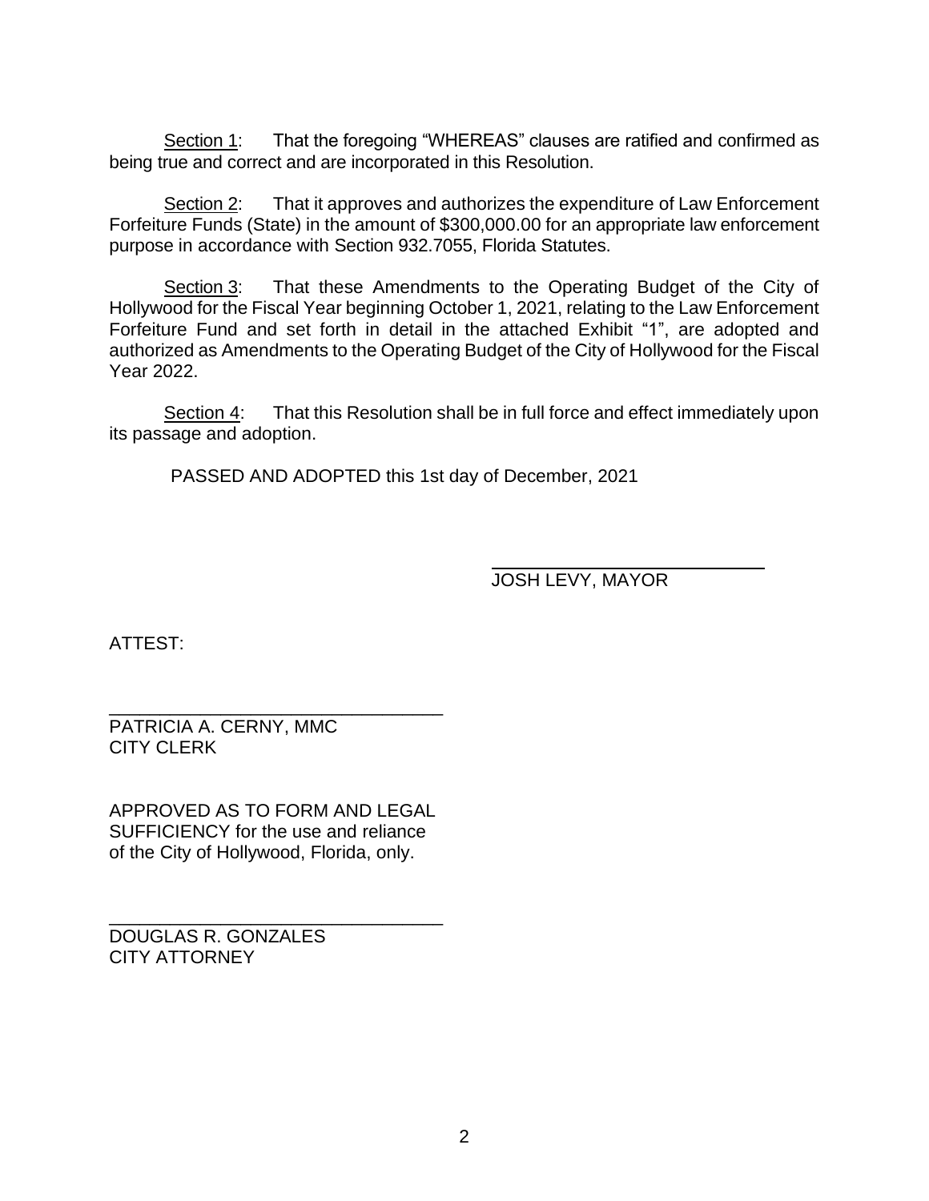Section 1: That the foregoing "WHEREAS" clauses are ratified and confirmed as being true and correct and are incorporated in this Resolution.

Section 2: That it approves and authorizes the expenditure of Law Enforcement Forfeiture Funds (State) in the amount of $300,000.00 for an appropriate law enforcement purpose in accordance with Section 932.7055, Florida Statutes.

Section 3: That these Amendments to the Operating Budget of the City of Hollywood for the Fiscal Year beginning October 1, 2021, relating to the Law Enforcement Forfeiture Fund and set forth in detail in the attached Exhibit "1", are adopted and authorized as Amendments to the Operating Budget of the City of Hollywood for the Fiscal Year 2022.

Section 4: That this Resolution shall be in full force and effect immediately upon its passage and adoption.

PASSED AND ADOPTED this 1st day of December, 2021

JOSH LEVY, MAYOR

ATTEST:

PATRICIA A. CERNY, MMC
CITY CLERK

APPROVED AS TO FORM AND LEGAL SUFFICIENCY for the use and reliance of the City of Hollywood, Florida, only.

DOUGLAS R. GONZALES
CITY ATTORNEY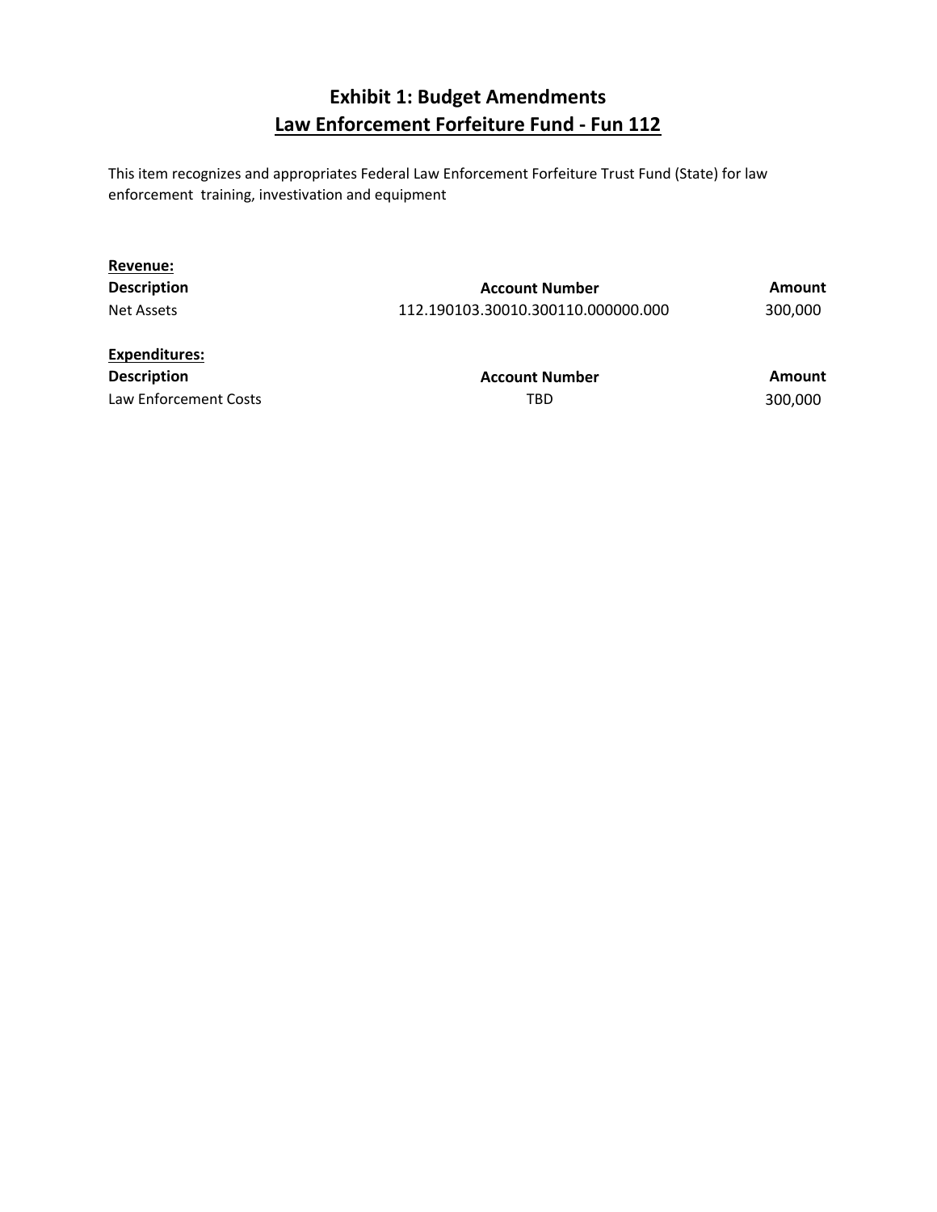# Exhibit 1: Budget Amendments

## Law Enforcement Forfeiture Fund - Fun 112

This item recognizes and appropriates Federal Law Enforcement Forfeiture Trust Fund (State) for law enforcement training, investivation and equipment

**Revenue:**

| Description | Account Number | Amount |
|---|---|---|
| Net Assets | 112.190103.30010.300110.000000.000 | 300,000 |

**Expenditures:**

| Description | Account Number | Amount |
|---|---|---|
| Law Enforcement Costs | TBD | 300,000 |